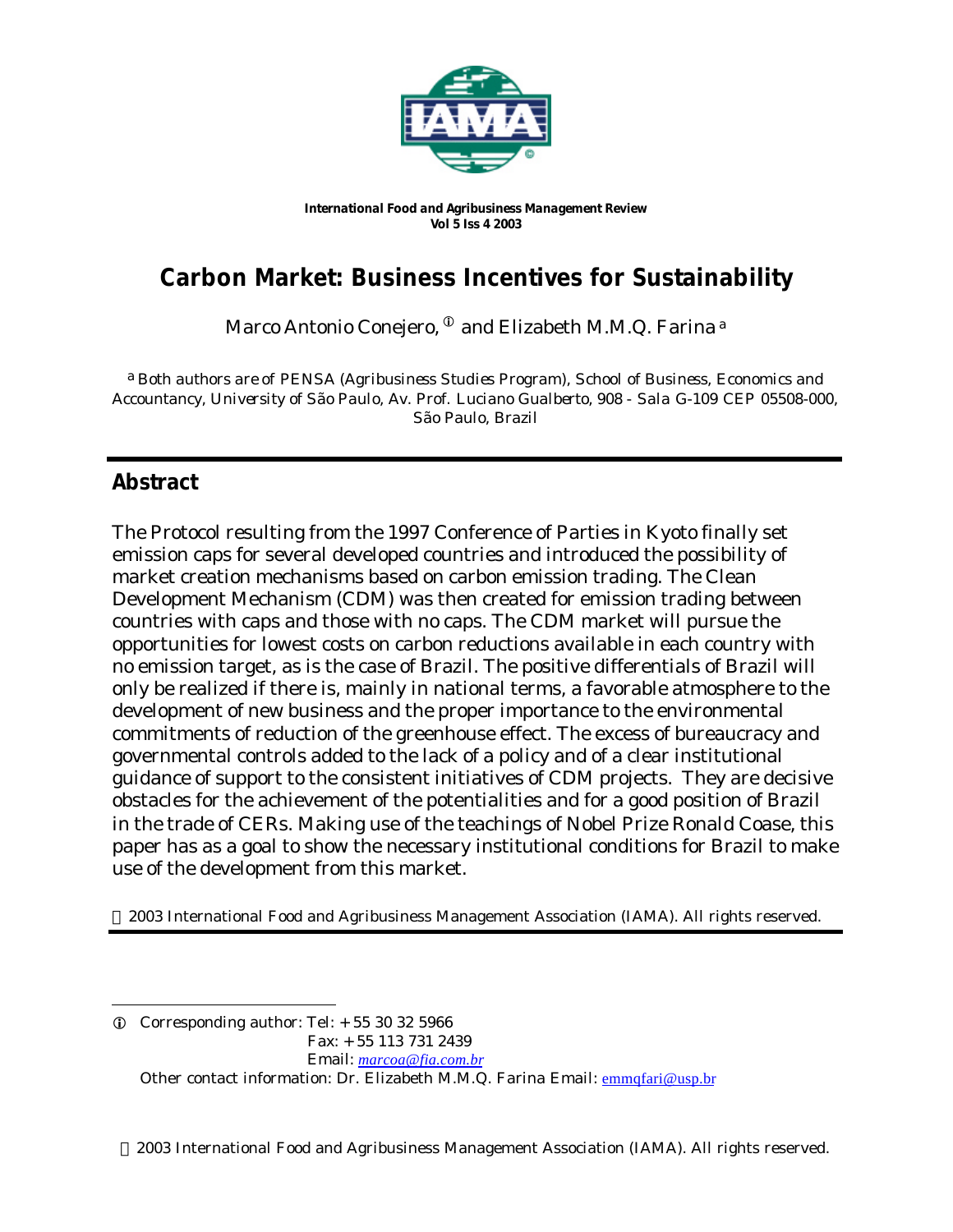*International Food and Agribusiness Management Review*
*Vol 5 Iss 4 2003*

# Carbon Market: Business Incentives for Sustainability

Marco Antonio Conejero, [①] and Elizabeth M.M.Q. Farina [a]

[a] Both authors are of PENSA (Agribusiness Studies Program), School of Business, Economics and Accountancy, University of São Paulo, Av. Prof. Luciano Gualberto, 908 - Sala G-109 CEP 05508-000, São Paulo, Brazil

## Abstract

The Protocol resulting from the 1997 Conference of Parties in Kyoto finally set emission caps for several developed countries and introduced the possibility of market creation mechanisms based on carbon emission trading. The Clean Development Mechanism (CDM) was then created for emission trading between countries with caps and those with no caps. The CDM market will pursue the opportunities for lowest costs on carbon reductions available in each country with no emission target, as is the case of Brazil. The positive differentials of Brazil will only be realized if there is, mainly in national terms, a favorable atmosphere to the development of new business and the proper importance to the environmental commitments of reduction of the greenhouse effect. The excess of bureaucracy and governmental controls added to the lack of a policy and of a clear institutional guidance of support to the consistent initiatives of CDM projects. They are decisive obstacles for the achievement of the potentialities and for a good position of Brazil in the trade of CERs. Making use of the teachings of Nobel Prize Ronald Coase, this paper has as a goal to show the necessary institutional conditions for Brazil to make use of the development from this market.

© 2003 International Food and Agribusiness Management Association (IAMA). All rights reserved.

---

① Corresponding author: Tel: + 55 30 32 5966
Fax: + 55 113 731 2439
Email: marcoa@fia.com.br
Other contact information: Dr. Elizabeth M.M.Q. Farina Email: emmqfari@usp.br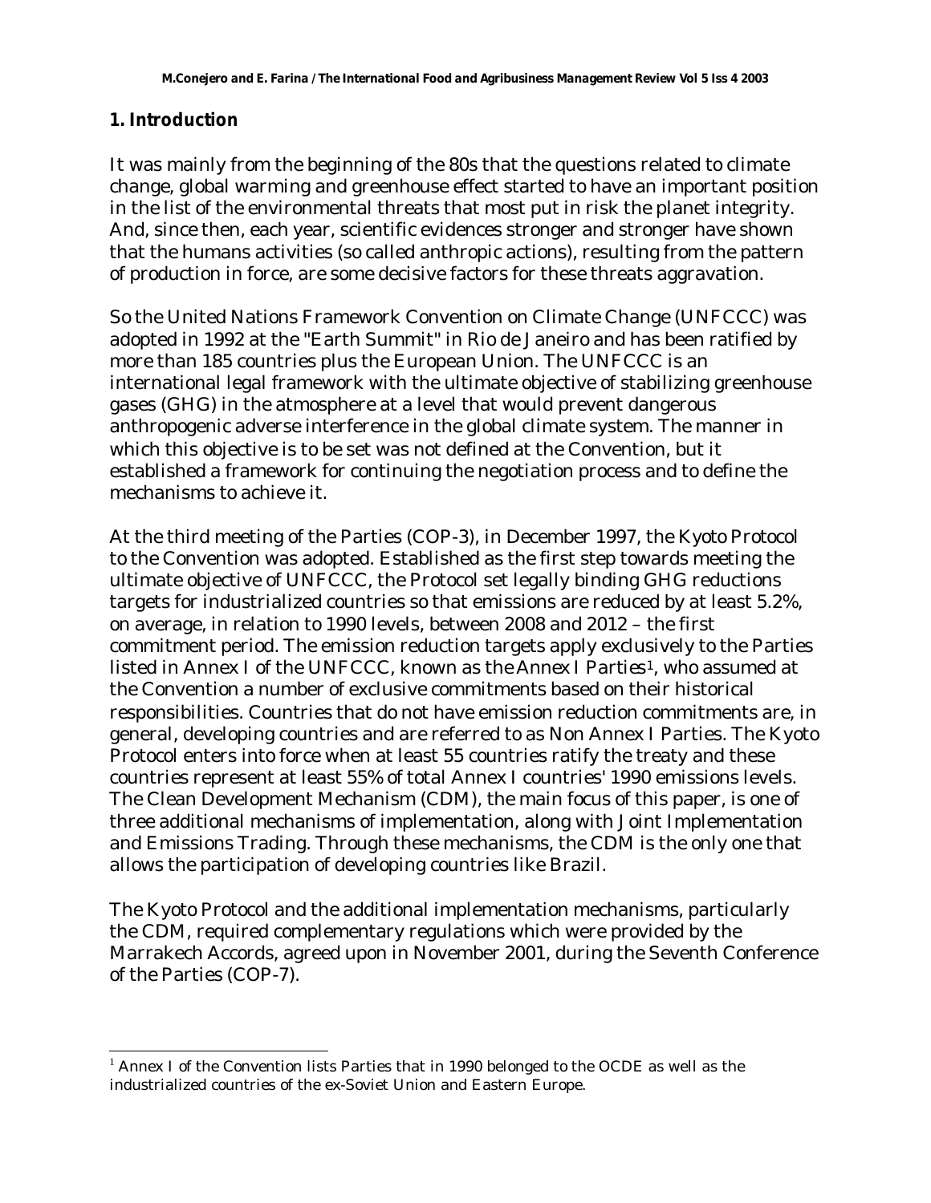## 1. Introduction

It was mainly from the beginning of the 80s that the questions related to climate change, global warming and greenhouse effect started to have an important position in the list of the environmental threats that most put in risk the planet integrity. And, since then, each year, scientific evidences stronger and stronger have shown that the humans activities (so called anthropic actions), resulting from the pattern of production in force, are some decisive factors for these threats aggravation.

So the United Nations Framework Convention on Climate Change (UNFCCC) was adopted in 1992 at the "Earth Summit" in Rio de Janeiro and has been ratified by more than 185 countries plus the European Union. The UNFCCC is an international legal framework with the ultimate objective of stabilizing greenhouse gases (GHG) in the atmosphere at a level that would prevent dangerous anthropogenic adverse interference in the global climate system. The manner in which this objective is to be set was not defined at the Convention, but it established a framework for continuing the negotiation process and to define the mechanisms to achieve it.

At the third meeting of the Parties (COP-3), in December 1997, the Kyoto Protocol to the Convention was adopted. Established as the first step towards meeting the ultimate objective of UNFCCC, the Protocol set legally binding GHG reductions targets for industrialized countries so that emissions are reduced by at least 5.2%, on average, in relation to 1990 levels, between 2008 and 2012 – the first commitment period. The emission reduction targets apply exclusively to the Parties listed in Annex I of the UNFCCC, known as the Annex I Parties[1], who assumed at the Convention a number of exclusive commitments based on their historical responsibilities. Countries that do not have emission reduction commitments are, in general, developing countries and are referred to as Non Annex I Parties. The Kyoto Protocol enters into force when at least 55 countries ratify the treaty and these countries represent at least 55% of total Annex I countries' 1990 emissions levels. The Clean Development Mechanism (CDM), the main focus of this paper, is one of three additional mechanisms of implementation, along with Joint Implementation and Emissions Trading. Through these mechanisms, the CDM is the only one that allows the participation of developing countries like Brazil.

The Kyoto Protocol and the additional implementation mechanisms, particularly the CDM, required complementary regulations which were provided by the Marrakech Accords, agreed upon in November 2001, during the Seventh Conference of the Parties (COP-7).

[1] Annex I of the Convention lists Parties that in 1990 belonged to the OCDE as well as the industrialized countries of the ex-Soviet Union and Eastern Europe.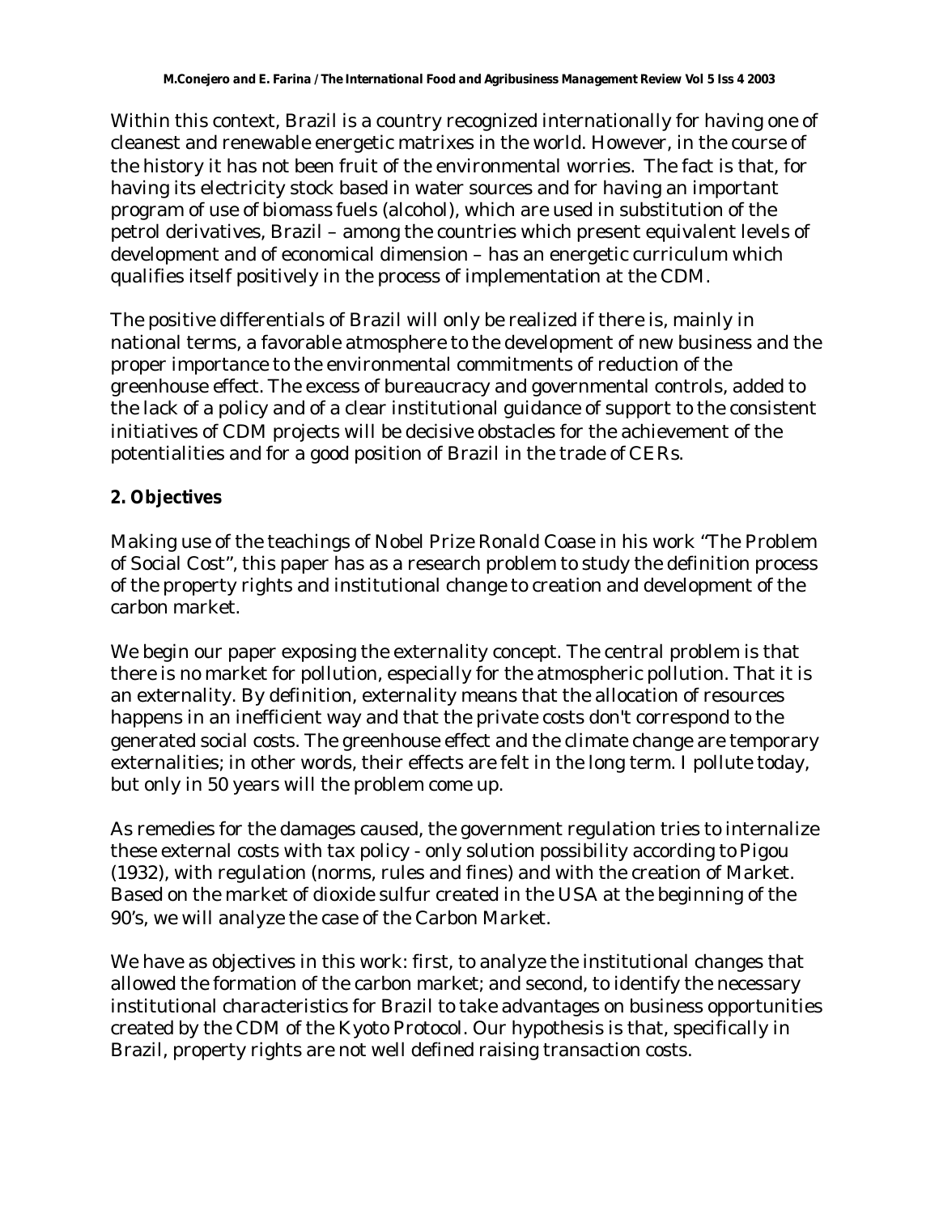Within this context, Brazil is a country recognized internationally for having one of cleanest and renewable energetic matrixes in the world. However, in the course of the history it has not been fruit of the environmental worries. The fact is that, for having its electricity stock based in water sources and for having an important program of use of biomass fuels (alcohol), which are used in substitution of the petrol derivatives, Brazil – among the countries which present equivalent levels of development and of economical dimension – has an energetic curriculum which qualifies itself positively in the process of implementation at the CDM.

The positive differentials of Brazil will only be realized if there is, mainly in national terms, a favorable atmosphere to the development of new business and the proper importance to the environmental commitments of reduction of the greenhouse effect. The excess of bureaucracy and governmental controls, added to the lack of a policy and of a clear institutional guidance of support to the consistent initiatives of CDM projects will be decisive obstacles for the achievement of the potentialities and for a good position of Brazil in the trade of CERs.

## 2. Objectives

Making use of the teachings of Nobel Prize Ronald Coase in his work "The Problem of Social Cost", this paper has as a research problem to study the definition process of the property rights and institutional change to creation and development of the carbon market.

We begin our paper exposing the externality concept. The central problem is that there is no market for pollution, especially for the atmospheric pollution. That it is an externality. By definition, externality means that the allocation of resources happens in an inefficient way and that the private costs don't correspond to the generated social costs. The greenhouse effect and the climate change are temporary externalities; in other words, their effects are felt in the long term. I pollute today, but only in 50 years will the problem come up.

As remedies for the damages caused, the government regulation tries to internalize these external costs with tax policy - only solution possibility according to Pigou (1932), with regulation (norms, rules and fines) and with the creation of Market. Based on the market of dioxide sulfur created in the USA at the beginning of the 90's, we will analyze the case of the Carbon Market.

We have as objectives in this work: first, to analyze the institutional changes that allowed the formation of the carbon market; and second, to identify the necessary institutional characteristics for Brazil to take advantages on business opportunities created by the CDM of the Kyoto Protocol. Our hypothesis is that, specifically in Brazil, property rights are not well defined raising transaction costs.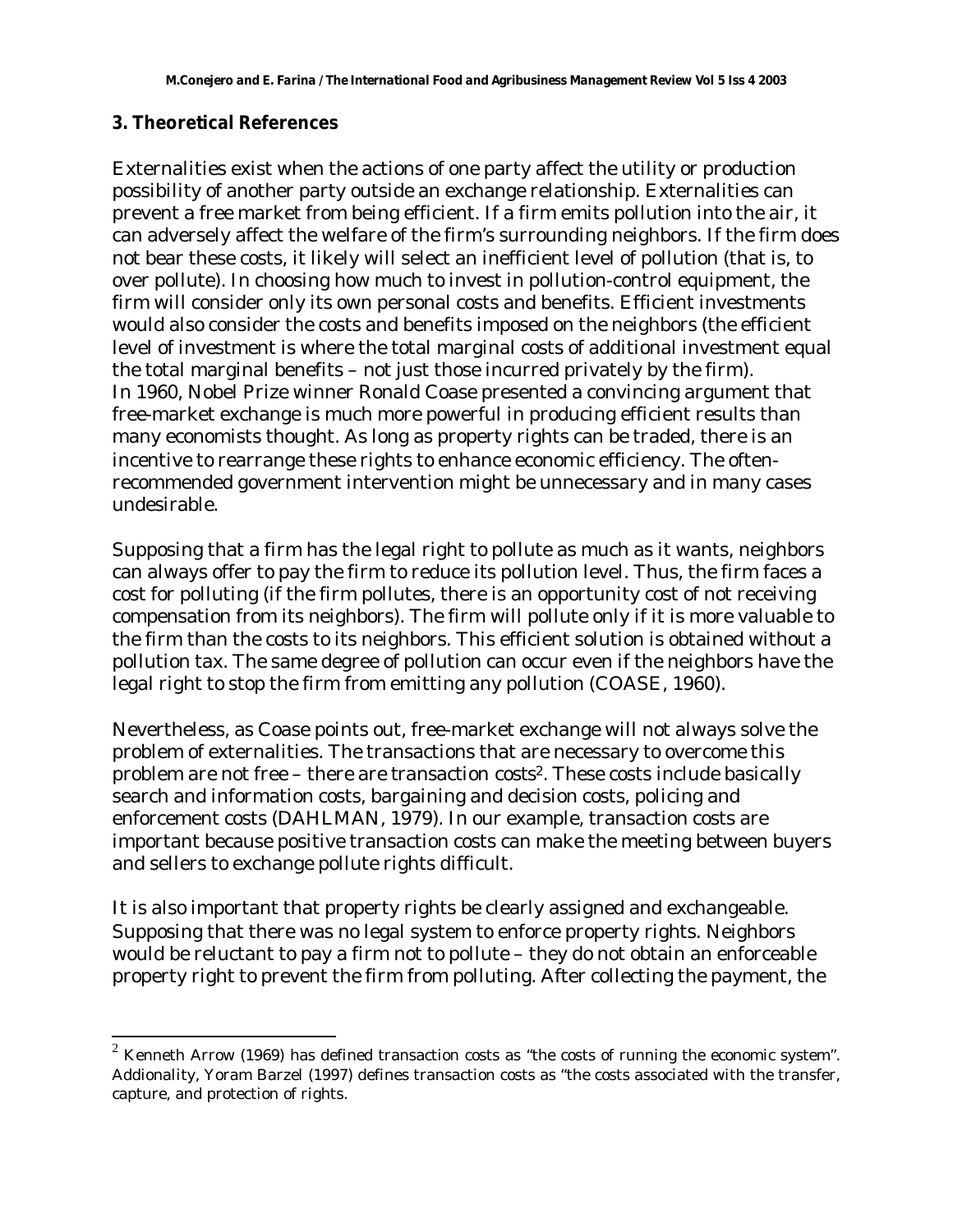## 3. Theoretical References

Externalities exist when the actions of one party affect the utility or production possibility of another party outside an exchange relationship. Externalities can prevent a free market from being efficient. If a firm emits pollution into the air, it can adversely affect the welfare of the firm's surrounding neighbors. If the firm does not bear these costs, it likely will select an inefficient level of pollution (that is, to over pollute). In choosing how much to invest in pollution-control equipment, the firm will consider only its own personal costs and benefits. Efficient investments would also consider the costs and benefits imposed on the neighbors (the efficient level of investment is where the total marginal costs of additional investment equal the total marginal benefits – not just those incurred privately by the firm). In 1960, Nobel Prize winner Ronald Coase presented a convincing argument that free-market exchange is much more powerful in producing efficient results than many economists thought. As long as property rights can be traded, there is an incentive to rearrange these rights to enhance economic efficiency. The often-recommended government intervention might be unnecessary and in many cases undesirable.

Supposing that a firm has the legal right to pollute as much as it wants, neighbors can always offer to pay the firm to reduce its pollution level. Thus, the firm faces a cost for polluting (if the firm pollutes, there is an opportunity cost of not receiving compensation from its neighbors). The firm will pollute only if it is more valuable to the firm than the costs to its neighbors. This efficient solution is obtained without a pollution tax. The same degree of pollution can occur even if the neighbors have the legal right to stop the firm from emitting any pollution (COASE, 1960).

Nevertheless, as Coase points out, free-market exchange will not always solve the problem of externalities. The transactions that are necessary to overcome this problem are not free – there are transaction costs[2]. These costs include basically search and information costs, bargaining and decision costs, policing and enforcement costs (DAHLMAN, 1979). In our example, transaction costs are important because positive transaction costs can make the meeting between buyers and sellers to exchange pollute rights difficult.

It is also important that property rights be clearly assigned and exchangeable. Supposing that there was no legal system to enforce property rights. Neighbors would be reluctant to pay a firm not to pollute – they do not obtain an enforceable property right to prevent the firm from polluting. After collecting the payment, the

---

[2] Kenneth Arrow (1969) has defined transaction costs as "the costs of running the economic system". Addionality, Yoram Barzel (1997) defines transaction costs as "the costs associated with the transfer, capture, and protection of rights.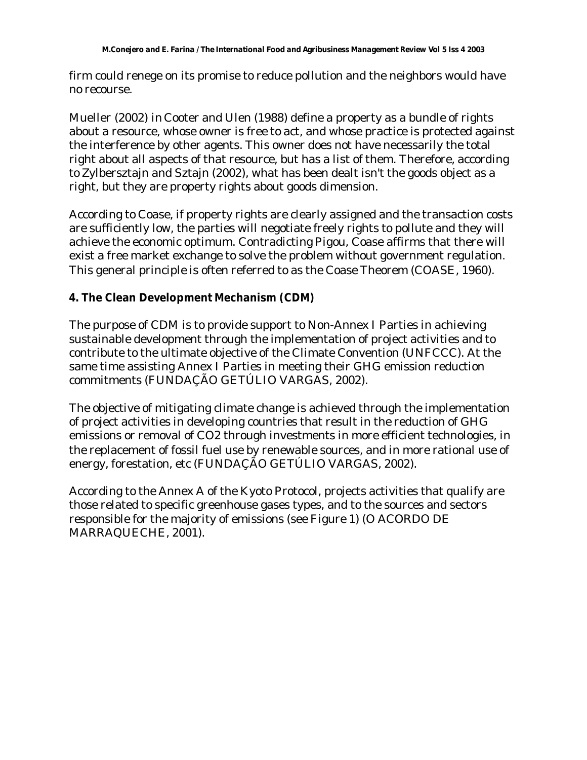firm could renege on its promise to reduce pollution and the neighbors would have no recourse.

Mueller (2002) in Cooter and Ulen (1988) define a property as a bundle of rights about a resource, whose owner is free to act, and whose practice is protected against the interference by other agents. This owner does not have necessarily the total right about all aspects of that resource, but has a list of them. Therefore, according to Zylbersztajn and Sztajn (2002), what has been dealt isn't the goods object as a right, but they are property rights about goods dimension.

According to Coase, if property rights are clearly assigned and the transaction costs are sufficiently low, the parties will negotiate freely rights to pollute and they will achieve the economic optimum. Contradicting Pigou, Coase affirms that there will exist a free market exchange to solve the problem without government regulation. This general principle is often referred to as the Coase Theorem (COASE, 1960).

## 4. The Clean Development Mechanism (CDM)

The purpose of CDM is to provide support to Non-Annex I Parties in achieving sustainable development through the implementation of project activities and to contribute to the ultimate objective of the Climate Convention (UNFCCC). At the same time assisting Annex I Parties in meeting their GHG emission reduction commitments (FUNDAÇÃO GETÚLIO VARGAS, 2002).

The objective of mitigating climate change is achieved through the implementation of project activities in developing countries that result in the reduction of GHG emissions or removal of CO2 through investments in more efficient technologies, in the replacement of fossil fuel use by renewable sources, and in more rational use of energy, forestation, etc (FUNDAÇÃO GETÚLIO VARGAS, 2002).

According to the Annex A of the Kyoto Protocol, projects activities that qualify are those related to specific greenhouse gases types, and to the sources and sectors responsible for the majority of emissions (see Figure 1) (O ACORDO DE MARRAQUECHE, 2001).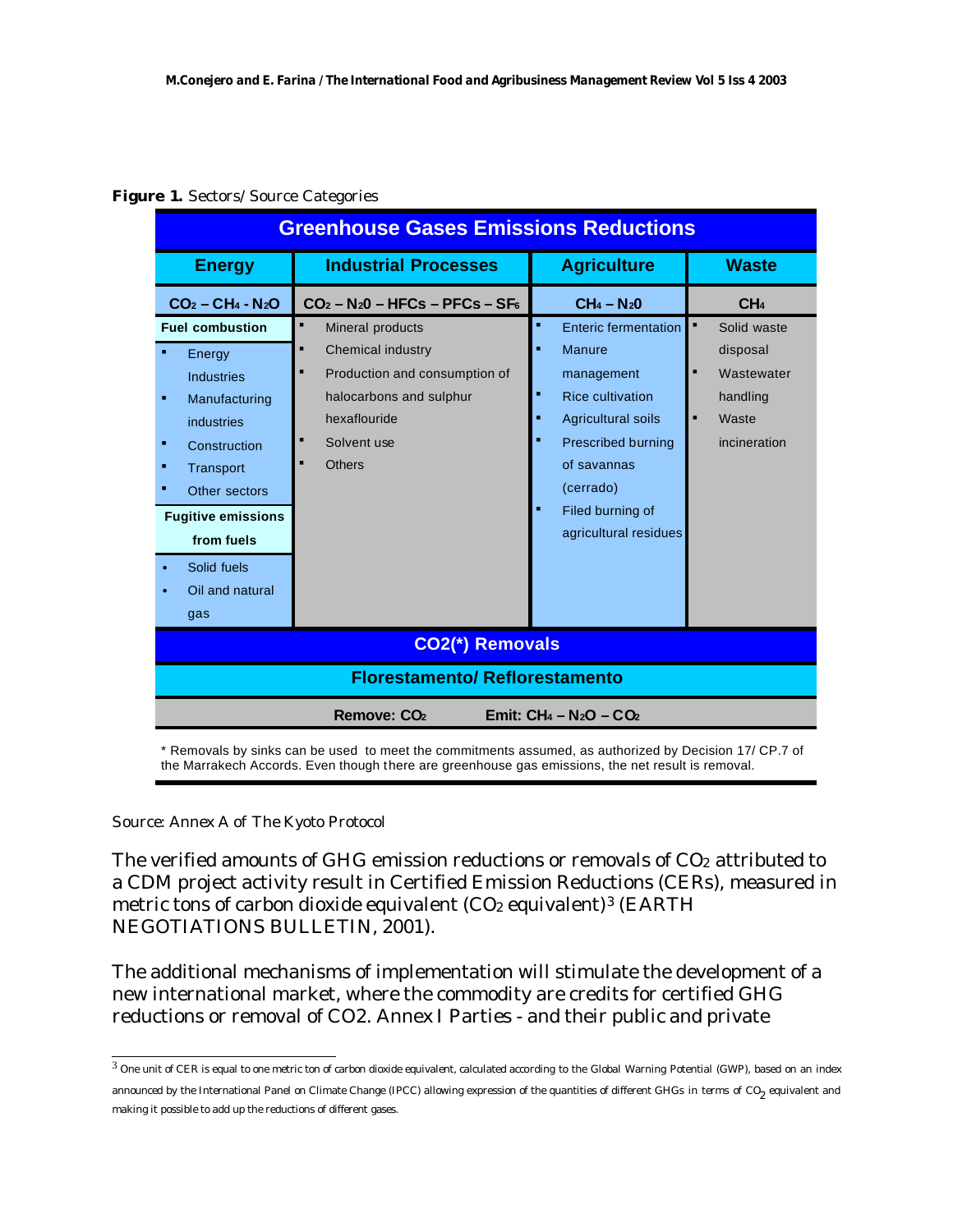**Figure 1.** Sectors/ Source Categories

| Greenhouse Gases Emissions Reductions | | | |
|---|---|---|---|
| **Energy** | **Industrial Processes** | **Agriculture** | **Waste** |
| $CO_2 - CH_4 - N_2O$ | $CO_2 - N_2O$ – HFCs – PFCs – $SF_6$ | $CH_4 - N_2O$ | $CH_4$ |
| **Fuel combustion**<br>▪ Energy Industries<br>▪ Manufacturing industries<br>▪ Construction<br>▪ Transport<br>▪ Other sectors<br>**Fugitive emissions from fuels**<br>• Solid fuels<br>• Oil and natural gas | ▪ Mineral products<br>▪ Chemical industry<br>▪ Production and consumption of halocarbons and sulphur hexaflouride<br>▪ Solvent use<br>▪ Others | ▪ Enteric fermentation<br>▪ Manure management<br>▪ Rice cultivation<br>▪ Agricultural soils<br>▪ Prescribed burning of savannas (cerrado)<br>▪ Filed burning of agricultural residues | ▪ Solid waste disposal<br>▪ Wastewater handling<br>▪ Waste incineration |
| **CO2(\*) Removals** | | | |
| **Florestamento/ Reflorestamento** | | | |
| **Remove: $CO_2$** | **Emit: $CH_4 - N_2O - CO_2$** | | |

\* Removals by sinks can be used to meet the commitments assumed, as authorized by Decision 17/ CP.7 of the Marrakech Accords. Even though there are greenhouse gas emissions, the net result is removal.

Source: Annex A of The Kyoto Protocol

The verified amounts of GHG emission reductions or removals of $CO_2$ attributed to a CDM project activity result in Certified Emission Reductions (CERs), measured in metric tons of carbon dioxide equivalent ($CO_2$ equivalent)[3] (EARTH NEGOTIATIONS BULLETIN, 2001).

The additional mechanisms of implementation will stimulate the development of a new international market, where the commodity are credits for certified GHG reductions or removal of CO2. Annex I Parties - and their public and private

[3] One unit of CER is equal to one metric ton of carbon dioxide equivalent, calculated according to the Global Warning Potential (GWP), based on an index announced by the International Panel on Climate Change (IPCC) allowing expression of the quantities of different GHGs in terms of $CO_2$ equivalent and making it possible to add up the reductions of different gases.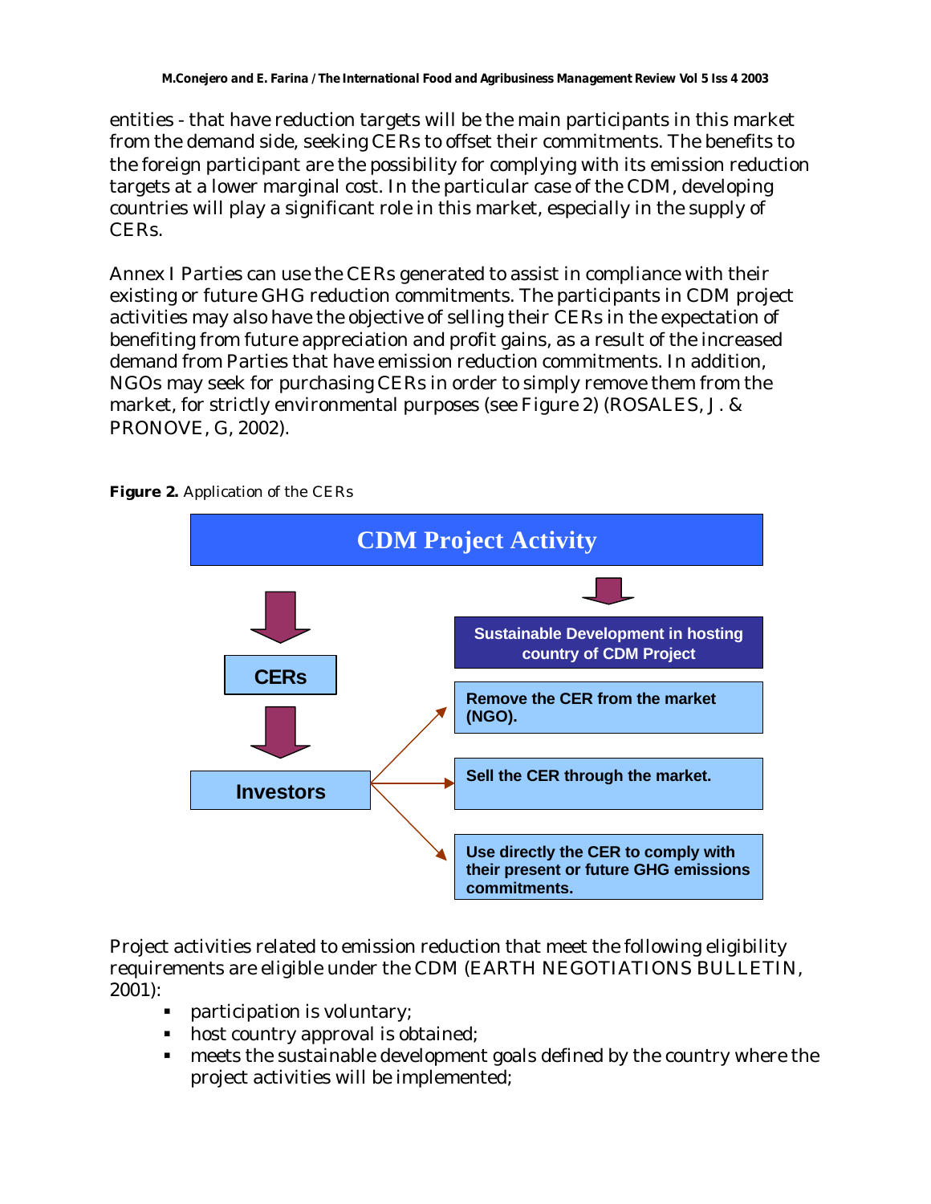entities - that have reduction targets will be the main participants in this market from the demand side, seeking CERs to offset their commitments. The benefits to the foreign participant are the possibility for complying with its emission reduction targets at a lower marginal cost. In the particular case of the CDM, developing countries will play a significant role in this market, especially in the supply of CERs.

Annex I Parties can use the CERs generated to assist in compliance with their existing or future GHG reduction commitments. The participants in CDM project activities may also have the objective of selling their CERs in the expectation of benefiting from future appreciation and profit gains, as a result of the increased demand from Parties that have emission reduction commitments. In addition, NGOs may seek for purchasing CERs in order to simply remove them from the market, for strictly environmental purposes (see Figure 2) (ROSALES, J. & PRONOVE, G, 2002).

**Figure 2.** Application of the CERs

CDM Project Activity

CERs

Investors

Sustainable Development in hosting country of CDM Project

Remove the CER from the market (NGO).

Sell the CER through the market.

Use directly the CER to comply with their present or future GHG emissions commitments.

Project activities related to emission reduction that meet the following eligibility requirements are eligible under the CDM (EARTH NEGOTIATIONS BULLETIN, 2001):

- participation is voluntary;
- host country approval is obtained;
- meets the sustainable development goals defined by the country where the project activities will be implemented;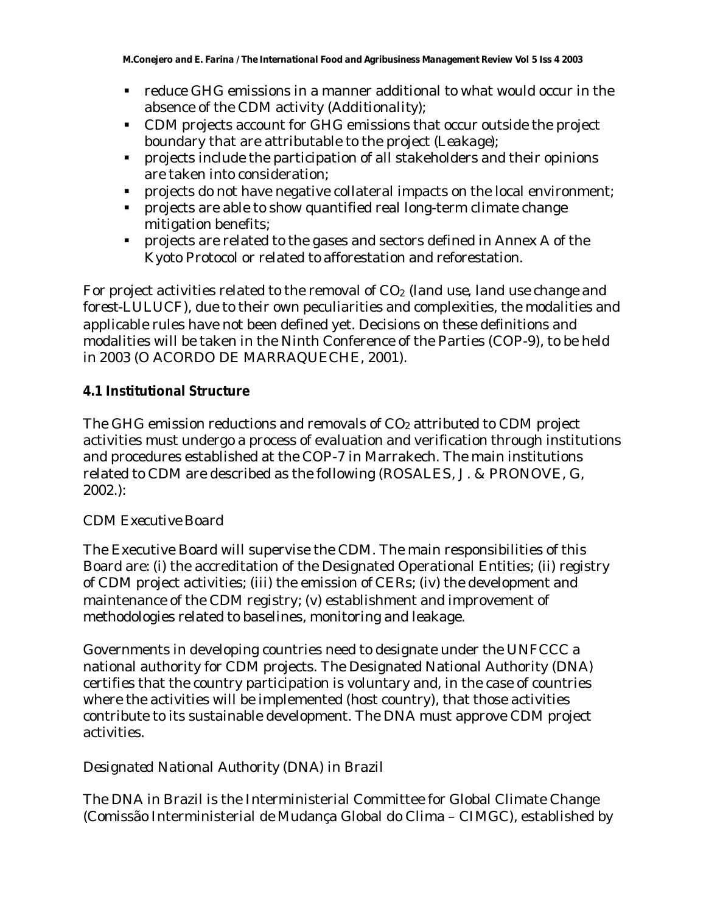- reduce GHG emissions in a manner additional to what would occur in the absence of the CDM activity (Additionality);
- CDM projects account for GHG emissions that occur outside the project boundary that are attributable to the project (Leakage);
- projects include the participation of all stakeholders and their opinions are taken into consideration;
- projects do not have negative collateral impacts on the local environment;
- projects are able to show quantified real long-term climate change mitigation benefits;
- projects are related to the gases and sectors defined in Annex A of the Kyoto Protocol or related to afforestation and reforestation.

For project activities related to the removal of $CO_2$ (land use, land use change and forest-LULUCF), due to their own peculiarities and complexities, the modalities and applicable rules have not been defined yet. Decisions on these definitions and modalities will be taken in the Ninth Conference of the Parties (COP-9), to be held in 2003 (O ACORDO DE MARRAQUECHE, 2001).

### 4.1 Institutional Structure

The GHG emission reductions and removals of $CO_2$ attributed to CDM project activities must undergo a process of evaluation and verification through institutions and procedures established at the COP-7 in Marrakech. The main institutions related to CDM are described as the following (ROSALES, J. & PRONOVE, G, 2002.):

*CDM Executive Board*

The Executive Board will supervise the CDM. The main responsibilities of this Board are: (i) the accreditation of the Designated Operational Entities; (ii) registry of CDM project activities; (iii) the emission of CERs; (iv) the development and maintenance of the CDM registry; (v) establishment and improvement of methodologies related to baselines, monitoring and leakage.

Governments in developing countries need to designate under the UNFCCC a national authority for CDM projects. The Designated National Authority (DNA) certifies that the country participation is voluntary and, in the case of countries where the activities will be implemented (host country), that those activities contribute to its sustainable development. The DNA must approve CDM project activities.

*Designated National Authority (DNA) in Brazil*

The DNA in Brazil is the Interministerial Committee for Global Climate Change (Comissão Interministerial de Mudança Global do Clima – CIMGC), established by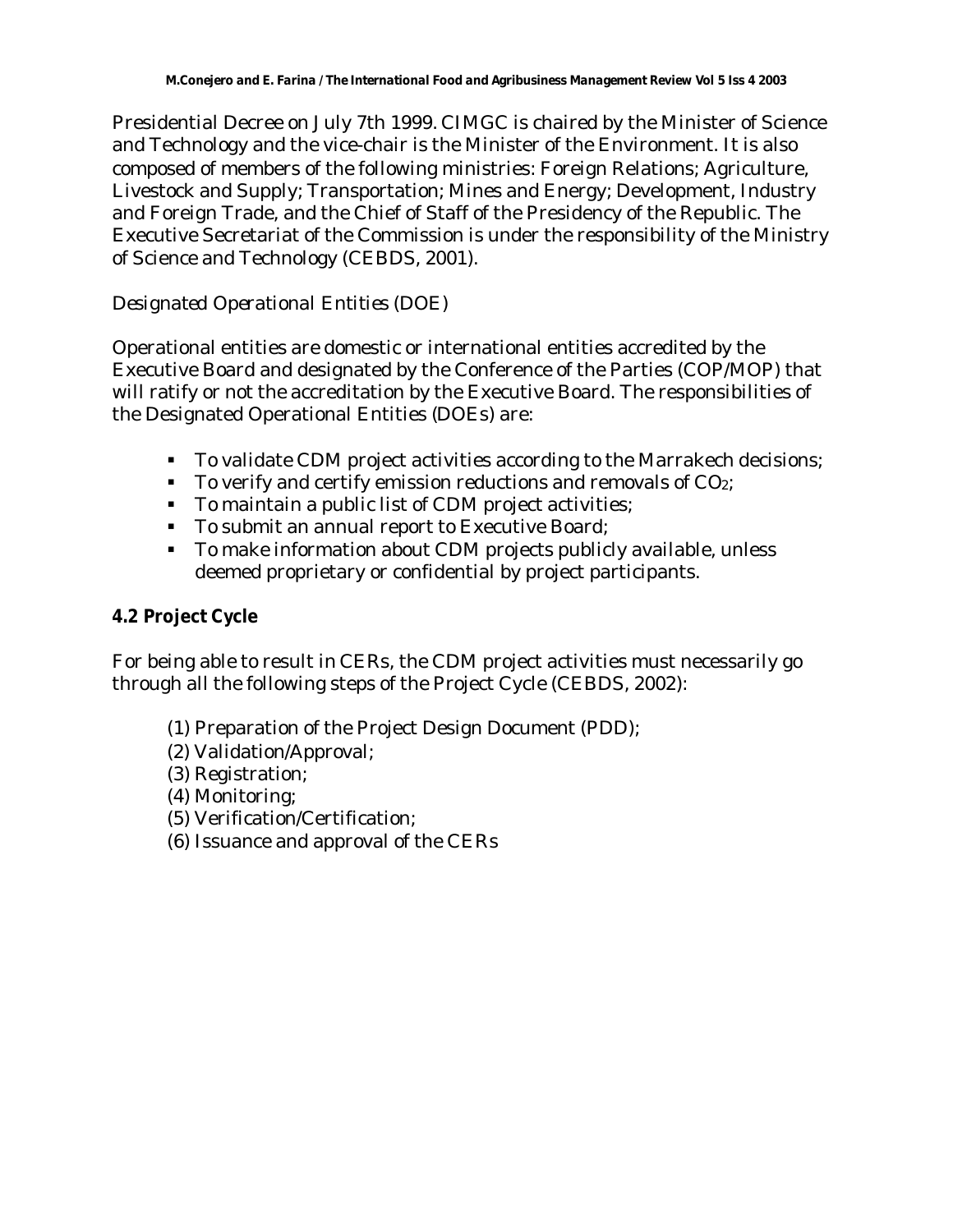Presidential Decree on July 7th 1999. CIMGC is chaired by the Minister of Science and Technology and the vice-chair is the Minister of the Environment. It is also composed of members of the following ministries: Foreign Relations; Agriculture, Livestock and Supply; Transportation; Mines and Energy; Development, Industry and Foreign Trade, and the Chief of Staff of the Presidency of the Republic. The Executive Secretariat of the Commission is under the responsibility of the Ministry of Science and Technology (CEBDS, 2001).

*Designated Operational Entities (DOE)*

Operational entities are domestic or international entities accredited by the Executive Board and designated by the Conference of the Parties (COP/MOP) that will ratify or not the accreditation by the Executive Board. The responsibilities of the Designated Operational Entities (DOEs) are:

- To validate CDM project activities according to the Marrakech decisions;
- To verify and certify emission reductions and removals of $CO_2$;
- To maintain a public list of CDM project activities;
- To submit an annual report to Executive Board;
- To make information about CDM projects publicly available, unless deemed proprietary or confidential by project participants.

### 4.2 Project Cycle

For being able to result in CERs, the CDM project activities must necessarily go through all the following steps of the Project Cycle (CEBDS, 2002):

(1) Preparation of the Project Design Document (PDD);
(2) Validation/Approval;
(3) Registration;
(4) Monitoring;
(5) Verification/Certification;
(6) Issuance and approval of the CERs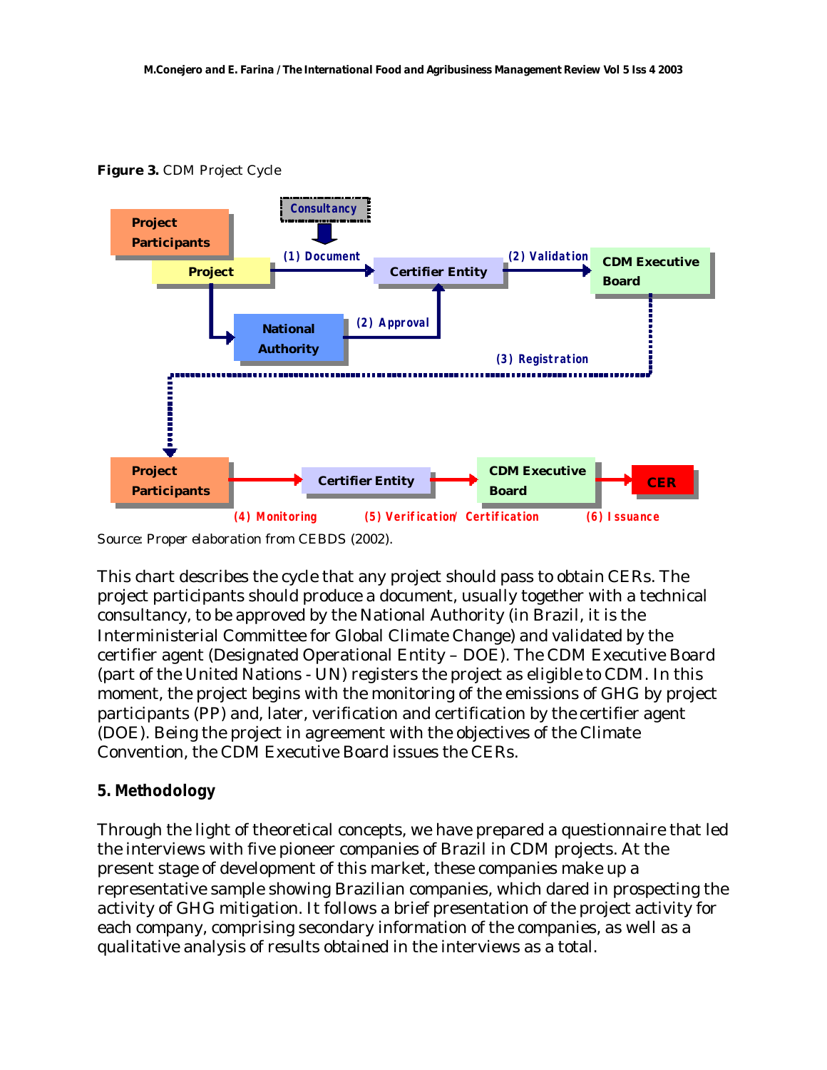**Figure 3.** CDM Project Cycle

Source: Proper elaboration from CEBDS (2002).

This chart describes the cycle that any project should pass to obtain CERs. The project participants should produce a document, usually together with a technical consultancy, to be approved by the National Authority (in Brazil, it is the Interministerial Committee for Global Climate Change) and validated by the certifier agent (Designated Operational Entity – DOE). The CDM Executive Board (part of the United Nations - UN) registers the project as eligible to CDM. In this moment, the project begins with the monitoring of the emissions of GHG by project participants (PP) and, later, verification and certification by the certifier agent (DOE). Being the project in agreement with the objectives of the Climate Convention, the CDM Executive Board issues the CERs.

## 5. Methodology

Through the light of theoretical concepts, we have prepared a questionnaire that led the interviews with five pioneer companies of Brazil in CDM projects. At the present stage of development of this market, these companies make up a representative sample showing Brazilian companies, which dared in prospecting the activity of GHG mitigation. It follows a brief presentation of the project activity for each company, comprising secondary information of the companies, as well as a qualitative analysis of results obtained in the interviews as a total.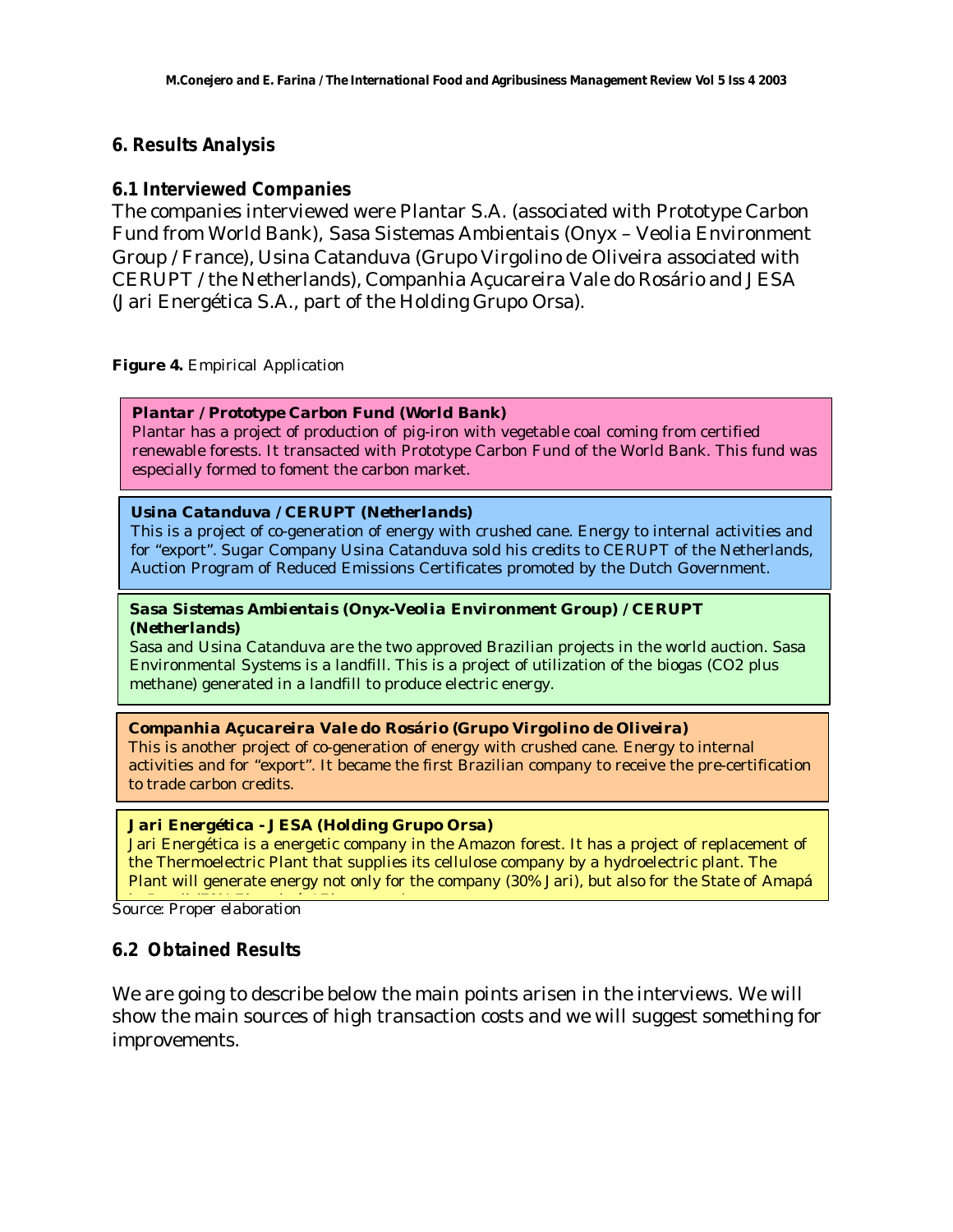## 6. Results Analysis

### 6.1 Interviewed Companies

The companies interviewed were Plantar S.A. (associated with Prototype Carbon Fund from World Bank), Sasa Sistemas Ambientais (Onyx – Veolia Environment Group / France), Usina Catanduva (Grupo Virgolino de Oliveira associated with CERUPT / the Netherlands), Companhia Açucareira Vale do Rosário and JESA (Jari Energética S.A., part of the Holding Grupo Orsa).

**Figure 4.** Empirical Application

**Plantar / Prototype Carbon Fund (World Bank)**
Plantar has a project of production of pig-iron with vegetable coal coming from certified renewable forests. It transacted with Prototype Carbon Fund of the World Bank. This fund was especially formed to foment the carbon market.

**Usina Catanduva / CERUPT (Netherlands)**
This is a project of co-generation of energy with crushed cane. Energy to internal activities and for "export". Sugar Company Usina Catanduva sold his credits to CERUPT of the Netherlands, Auction Program of Reduced Emissions Certificates promoted by the Dutch Government.

**Sasa Sistemas Ambientais (Onyx-Veolia Environment Group) / CERUPT (Netherlands)**
Sasa and Usina Catanduva are the two approved Brazilian projects in the world auction. Sasa Environmental Systems is a landfill. This is a project of utilization of the biogas ($CO_2$ plus methane) generated in a landfill to produce electric energy.

**Companhia Açucareira Vale do Rosário (Grupo Virgolino de Oliveira)**
This is another project of co-generation of energy with crushed cane. Energy to internal activities and for "export". It became the first Brazilian company to receive the pre-certification to trade carbon credits.

**Jari Energética - JESA (Holding Grupo Orsa)**
Jari Energética is a energetic company in the Amazon forest. It has a project of replacement of the Thermoelectric Plant that supplies its cellulose company by a hydroelectric plant. The Plant will generate energy not only for the company (30% Jari), but also for the State of Amapá

Source: Proper elaboration

### 6.2 Obtained Results

We are going to describe below the main points arisen in the interviews. We will show the main sources of high transaction costs and we will suggest something for improvements.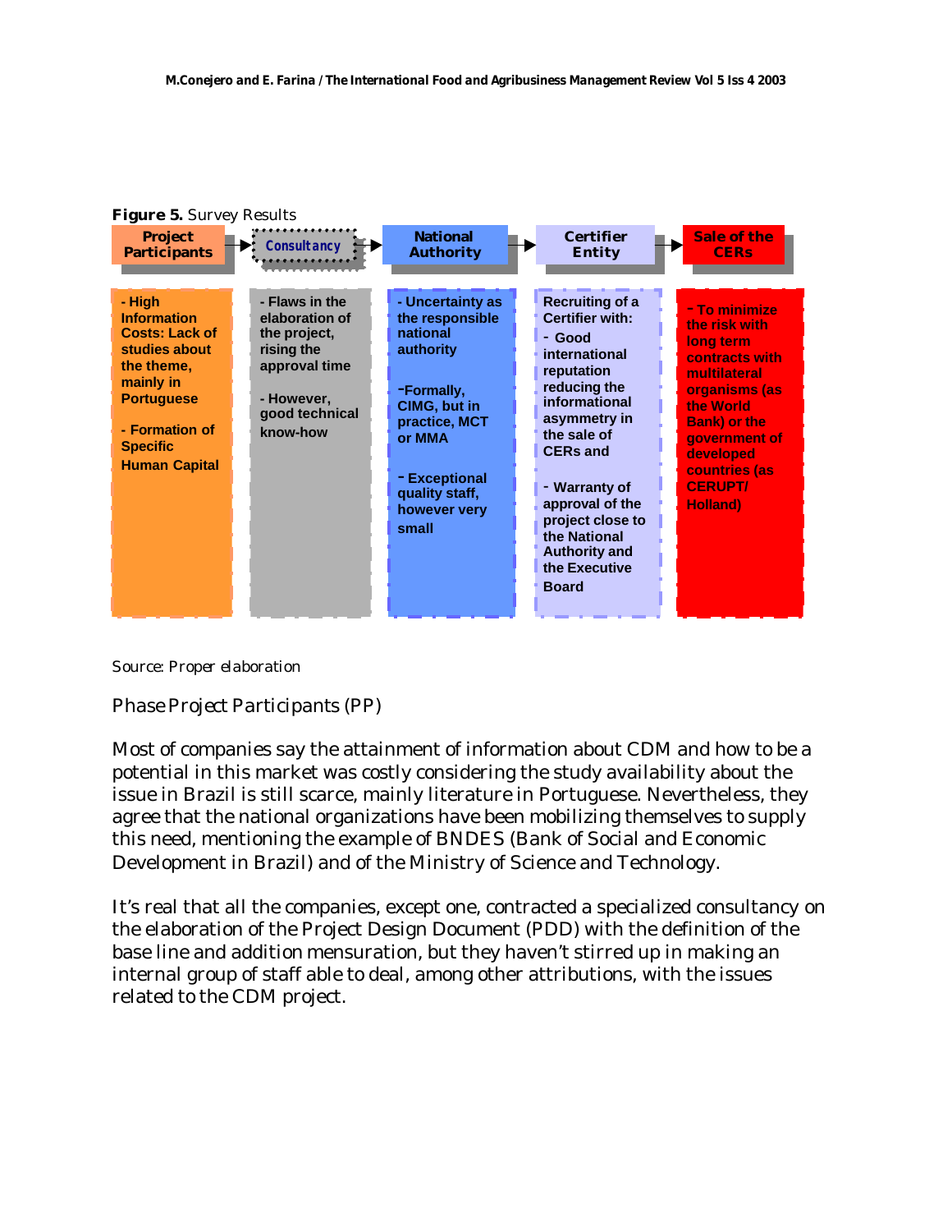**Figure 5.** Survey Results

| Project Participants | Consultancy | National Authority | Certifier Entity | Sale of the CERs |
|---|---|---|---|---|
| - High Information Costs: Lack of studies about the theme, mainly in Portuguese<br><br>- Formation of Specific Human Capital | - Flaws in the elaboration of the project, rising the approval time<br><br>- However, good technical know-how | - Uncertainty as the responsible national authority<br><br>-Formally, CIMG, but in practice, MCT or MMA<br><br>- Exceptional quality staff, however very small | Recruiting of a Certifier with:<br>- Good international reputation reducing the informational asymmetry in the sale of CERs and<br><br>- Warranty of approval of the project close to the National Authority and the Executive Board | - To minimize the risk with long term contracts with multilateral organisms (as the World Bank) or the government of developed countries (as CERUPT/ Holland) |

Source: Proper elaboration

Phase Project Participants (PP)

Most of companies say the attainment of information about CDM and how to be a potential in this market was costly considering the study availability about the issue in Brazil is still scarce, mainly literature in Portuguese. Nevertheless, they agree that the national organizations have been mobilizing themselves to supply this need, mentioning the example of BNDES (Bank of Social and Economic Development in Brazil) and of the Ministry of Science and Technology.

It's real that all the companies, except one, contracted a specialized consultancy on the elaboration of the Project Design Document (PDD) with the definition of the base line and addition mensuration, but they haven't stirred up in making an internal group of staff able to deal, among other attributions, with the issues related to the CDM project.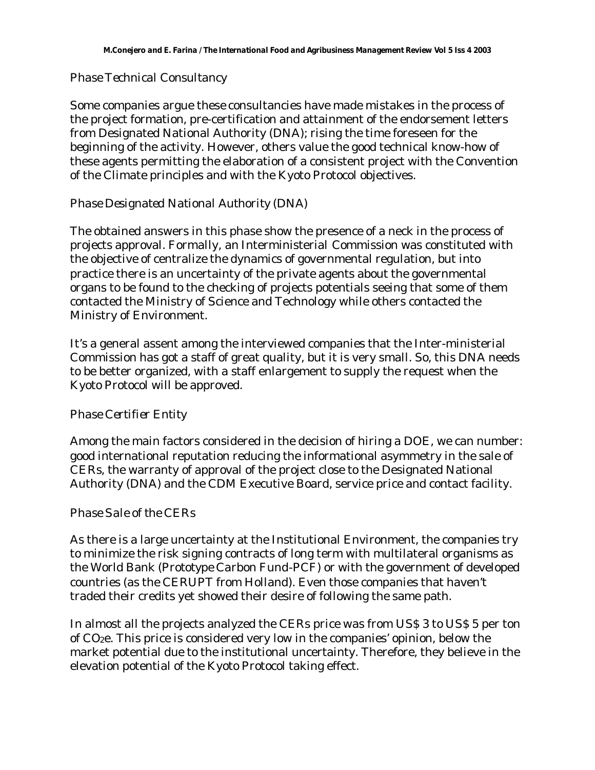### *Phase Technical Consultancy*

Some companies argue these consultancies have made mistakes in the process of the project formation, pre-certification and attainment of the endorsement letters from Designated National Authority (DNA); rising the time foreseen for the beginning of the activity. However, others value the good technical know-how of these agents permitting the elaboration of a consistent project with the Convention of the Climate principles and with the Kyoto Protocol objectives.

### *Phase Designated National Authority (DNA)*

The obtained answers in this phase show the presence of a neck in the process of projects approval. Formally, an Interministerial Commission was constituted with the objective of centralize the dynamics of governmental regulation, but into practice there is an uncertainty of the private agents about the governmental organs to be found to the checking of projects potentials seeing that some of them contacted the Ministry of Science and Technology while others contacted the Ministry of Environment.

It's a general assent among the interviewed companies that the Inter-ministerial Commission has got a staff of great quality, but it is very small. So, this DNA needs to be better organized, with a staff enlargement to supply the request when the Kyoto Protocol will be approved.

### *Phase Certifier Entity*

Among the main factors considered in the decision of hiring a DOE, we can number: good international reputation reducing the informational asymmetry in the sale of CERs, the warranty of approval of the project close to the Designated National Authority (DNA) and the CDM Executive Board, service price and contact facility.

### *Phase Sale of the CERs*

As there is a large uncertainty at the Institutional Environment, the companies try to minimize the risk signing contracts of long term with multilateral organisms as the World Bank (Prototype Carbon Fund-PCF) or with the government of developed countries (as the CERUPT from Holland). Even those companies that haven't traded their credits yet showed their desire of following the same path.

In almost all the projects analyzed the CERs price was from US$ 3 to US$ 5 per ton of $CO_2e$. This price is considered very low in the companies' opinion, below the market potential due to the institutional uncertainty. Therefore, they believe in the elevation potential of the Kyoto Protocol taking effect.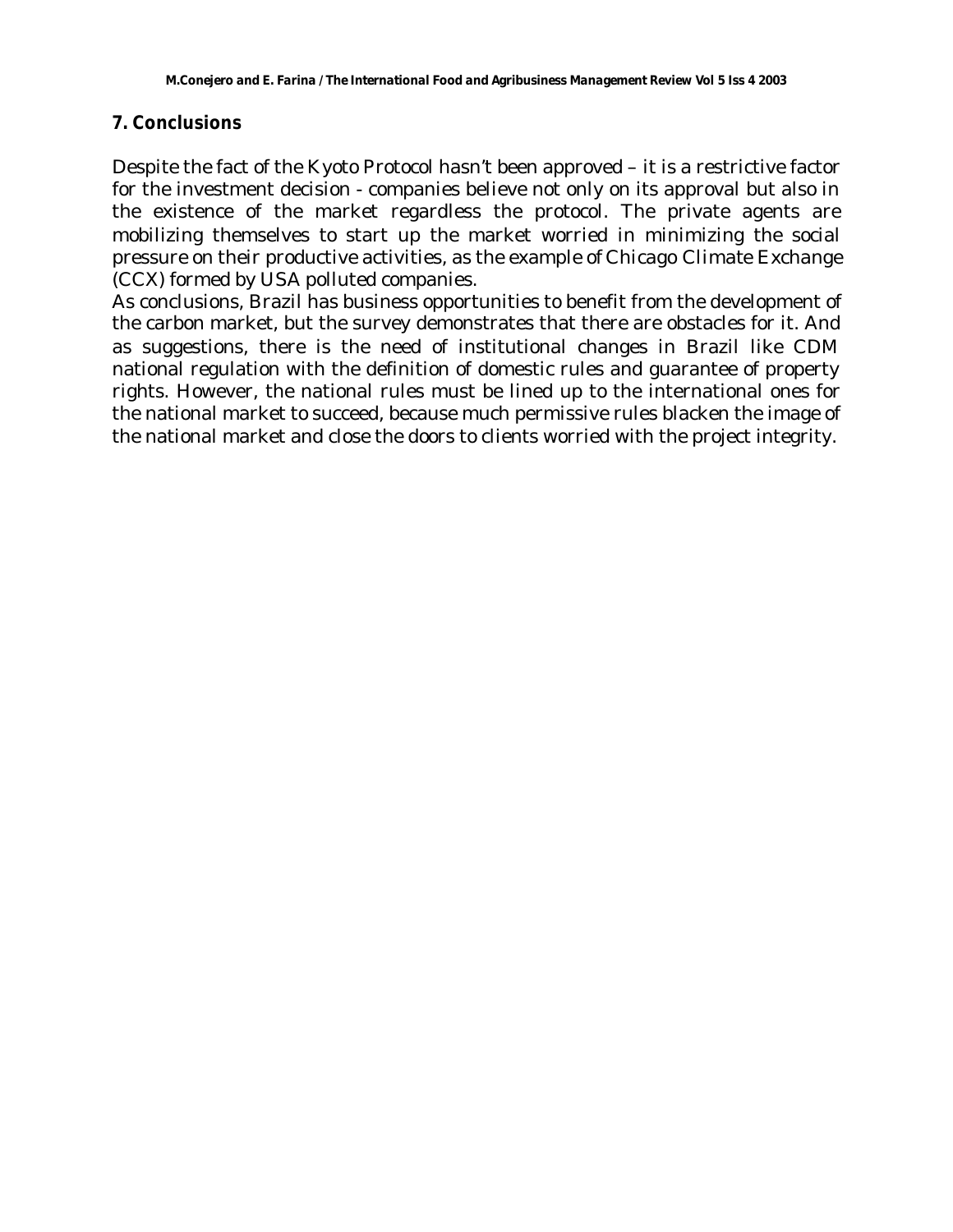## 7. Conclusions

Despite the fact of the Kyoto Protocol hasn't been approved – it is a restrictive factor for the investment decision - companies believe not only on its approval but also in the existence of the market regardless the protocol. The private agents are mobilizing themselves to start up the market worried in minimizing the social pressure on their productive activities, as the example of Chicago Climate Exchange (CCX) formed by USA polluted companies.

As conclusions, Brazil has business opportunities to benefit from the development of the carbon market, but the survey demonstrates that there are obstacles for it. And as suggestions, there is the need of institutional changes in Brazil like CDM national regulation with the definition of domestic rules and guarantee of property rights. However, the national rules must be lined up to the international ones for the national market to succeed, because much permissive rules blacken the image of the national market and close the doors to clients worried with the project integrity.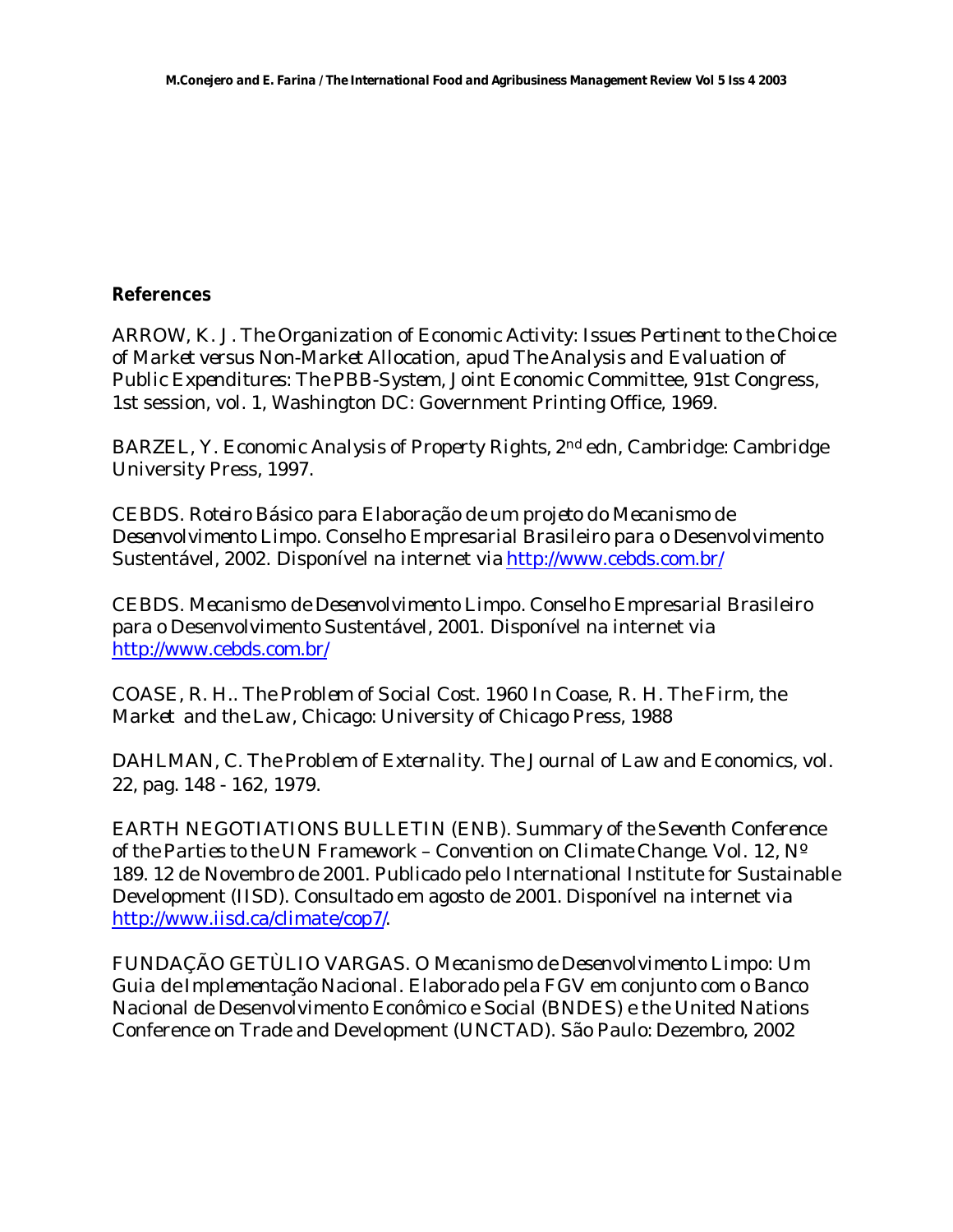## References

ARROW, K. J. *The Organization of Economic Activity: Issues Pertinent to the Choice of Market versus Non-Market Allocation*, apud *The Analysis and Evaluation of Public Expenditures: The PBB-System*, Joint Economic Committee, 91st Congress, 1st session, vol. 1, Washington DC: Government Printing Office, 1969.

BARZEL, Y. *Economic Analysis of Property Rights*, 2nd edn, Cambridge: Cambridge University Press, 1997.

CEBDS. *Roteiro Básico para Elaboração de um projeto do Mecanismo de Desenvolvimento Limpo*. Conselho Empresarial Brasileiro para o Desenvolvimento Sustentável, 2002. Disponível na internet via http://www.cebds.com.br/

CEBDS. *Mecanismo de Desenvolvimento Limpo*. Conselho Empresarial Brasileiro para o Desenvolvimento Sustentável, 2001. Disponível na internet via http://www.cebds.com.br/

COASE, R. H.. *The Problem of Social Cost*. 1960 In Coase, R. H. The Firm, the Market and the Law, Chicago: University of Chicago Press, 1988

DAHLMAN, C. *The Problem of Externality*. The Journal of Law and Economics, vol. 22, pag. 148 - 162, 1979.

EARTH NEGOTIATIONS BULLETIN (ENB). *Summary of the Seventh Conference of the Parties to the UN Framework – Convention on Climate Change*. Vol. 12, Nº 189. 12 de Novembro de 2001. Publicado pelo International Institute for Sustainable Development (IISD). Consultado em agosto de 2001. Disponível na internet via http://www.iisd.ca/climate/cop7/.

FUNDAÇÃO GETÙLIO VARGAS. *O Mecanismo de Desenvolvimento Limpo: Um Guia de Implementação Nacional*. Elaborado pela FGV em conjunto com o Banco Nacional de Desenvolvimento Econômico e Social (BNDES) e the United Nations Conference on Trade and Development (UNCTAD). São Paulo: Dezembro, 2002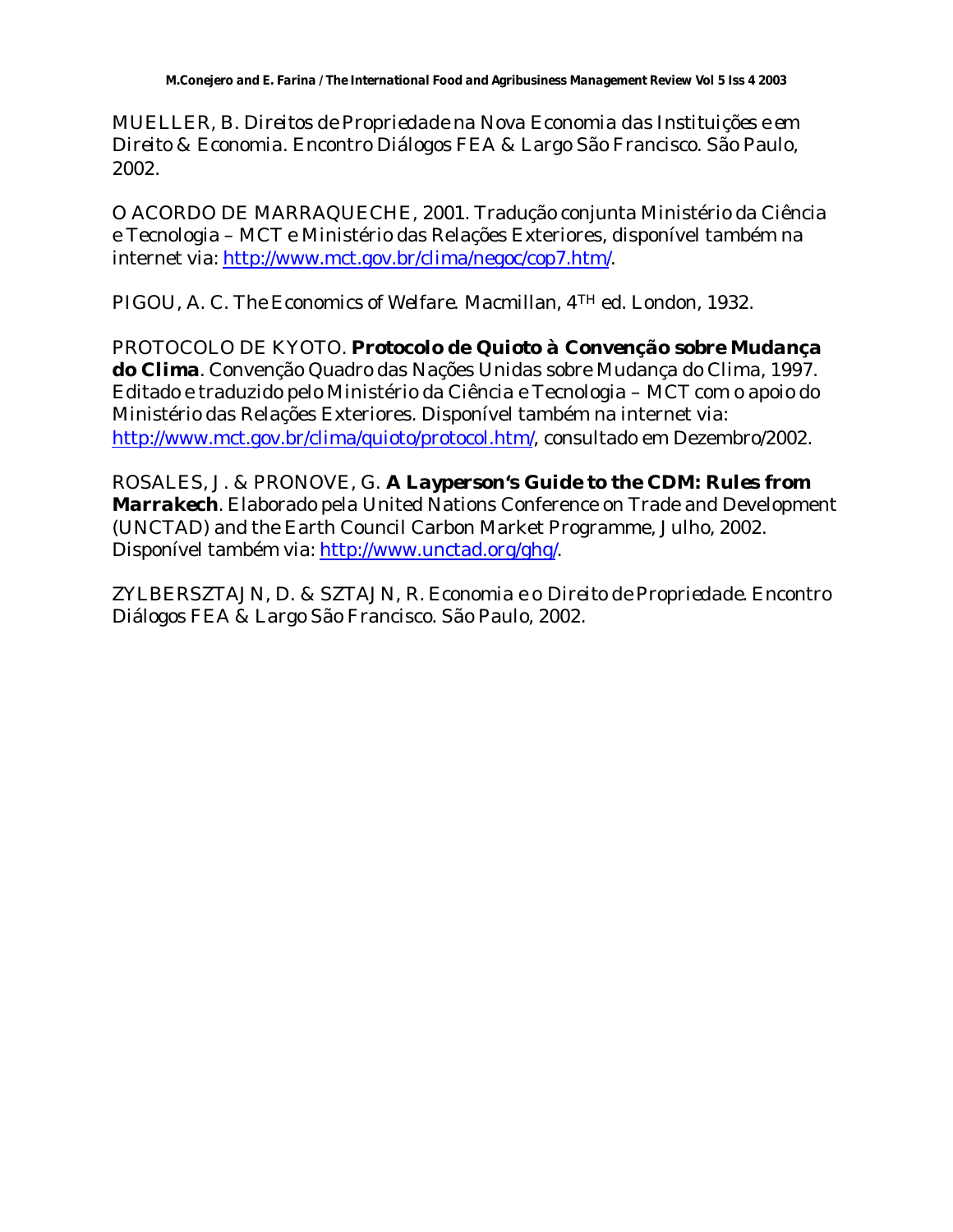MUELLER, B. *Direitos de Propriedade na Nova Economia das Instituições e em Direito & Economia*. Encontro Diálogos FEA & Largo São Francisco. São Paulo, 2002.

O ACORDO DE MARRAQUECHE, 2001. Tradução conjunta Ministério da Ciência e Tecnologia – MCT e Ministério das Relações Exteriores, disponível também na internet via: http://www.mct.gov.br/clima/negoc/cop7.htm/.

PIGOU, A. C. *The Economics of Welfare*. Macmillan, 4TH ed. London, 1932.

PROTOCOLO DE KYOTO. **Protocolo de Quioto à Convenção sobre Mudança do Clima**. Convenção Quadro das Nações Unidas sobre Mudança do Clima, 1997. Editado e traduzido pelo Ministério da Ciência e Tecnologia – MCT com o apoio do Ministério das Relações Exteriores. Disponível também na internet via: http://www.mct.gov.br/clima/quioto/protocol.htm/, consultado em Dezembro/2002.

ROSALES, J. & PRONOVE, G. **A Layperson's Guide to the CDM: Rules from Marrakech**. Elaborado pela United Nations Conference on Trade and Development (UNCTAD) and the Earth Council Carbon Market Programme, Julho, 2002. Disponível também via: http://www.unctad.org/ghg/.

ZYLBERSZTAJN, D. & SZTAJN, R. *Economia e o Direito de Propriedade*. Encontro Diálogos FEA & Largo São Francisco. São Paulo, 2002.